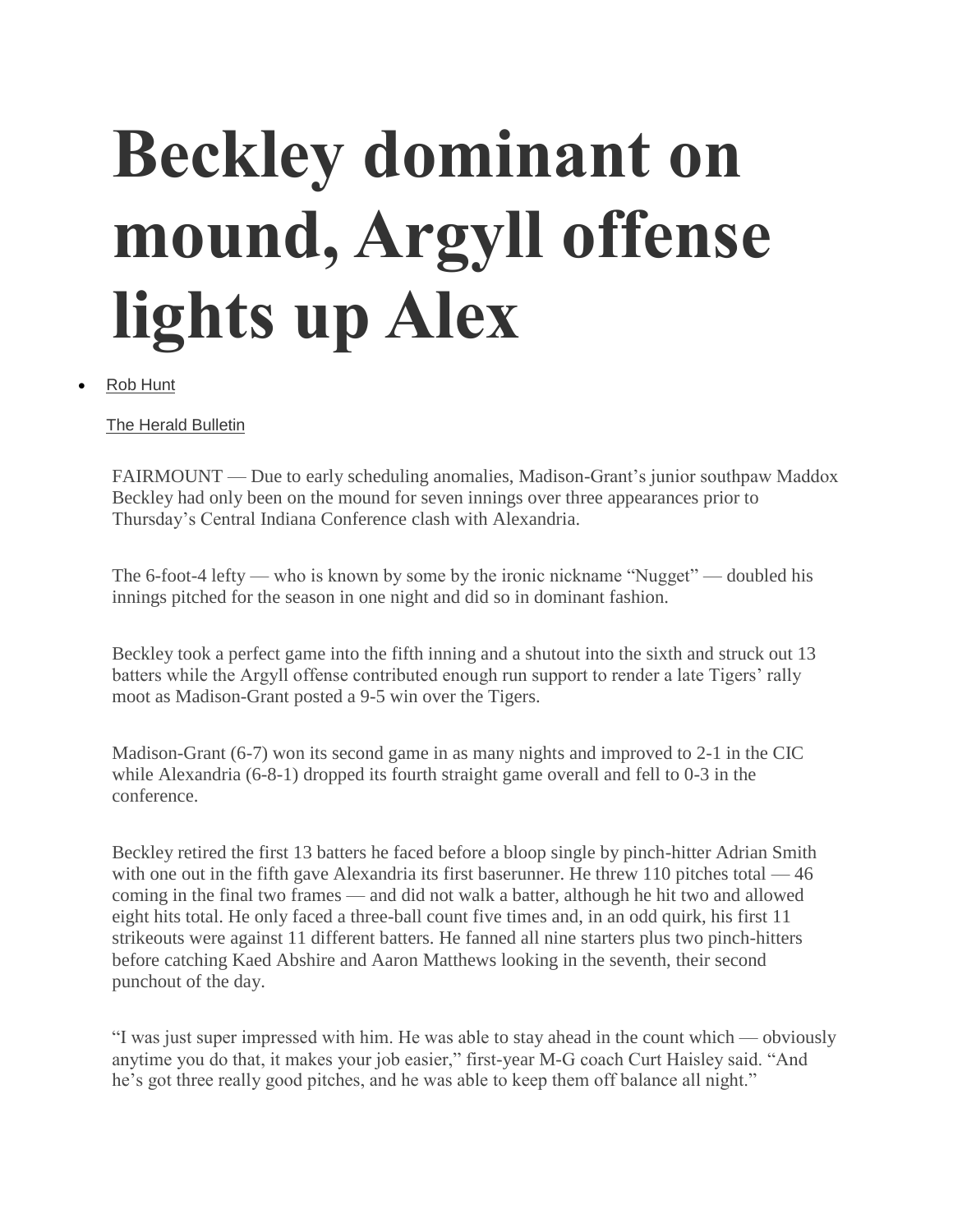# Beckley dominant on mound, Argyll offense lights up Alex

- Rob Hunt

  The Herald Bulletin

FAIRMOUNT — Due to early scheduling anomalies, Madison-Grant's junior southpaw Maddox Beckley had only been on the mound for seven innings over three appearances prior to Thursday's Central Indiana Conference clash with Alexandria.

The 6-foot-4 lefty — who is known by some by the ironic nickname "Nugget" — doubled his innings pitched for the season in one night and did so in dominant fashion.

Beckley took a perfect game into the fifth inning and a shutout into the sixth and struck out 13 batters while the Argyll offense contributed enough run support to render a late Tigers' rally moot as Madison-Grant posted a 9-5 win over the Tigers.

Madison-Grant (6-7) won its second game in as many nights and improved to 2-1 in the CIC while Alexandria (6-8-1) dropped its fourth straight game overall and fell to 0-3 in the conference.

Beckley retired the first 13 batters he faced before a bloop single by pinch-hitter Adrian Smith with one out in the fifth gave Alexandria its first baserunner. He threw 110 pitches total — 46 coming in the final two frames — and did not walk a batter, although he hit two and allowed eight hits total. He only faced a three-ball count five times and, in an odd quirk, his first 11 strikeouts were against 11 different batters. He fanned all nine starters plus two pinch-hitters before catching Kaed Abshire and Aaron Matthews looking in the seventh, their second punchout of the day.

"I was just super impressed with him. He was able to stay ahead in the count which — obviously anytime you do that, it makes your job easier," first-year M-G coach Curt Haisley said. "And he's got three really good pitches, and he was able to keep them off balance all night."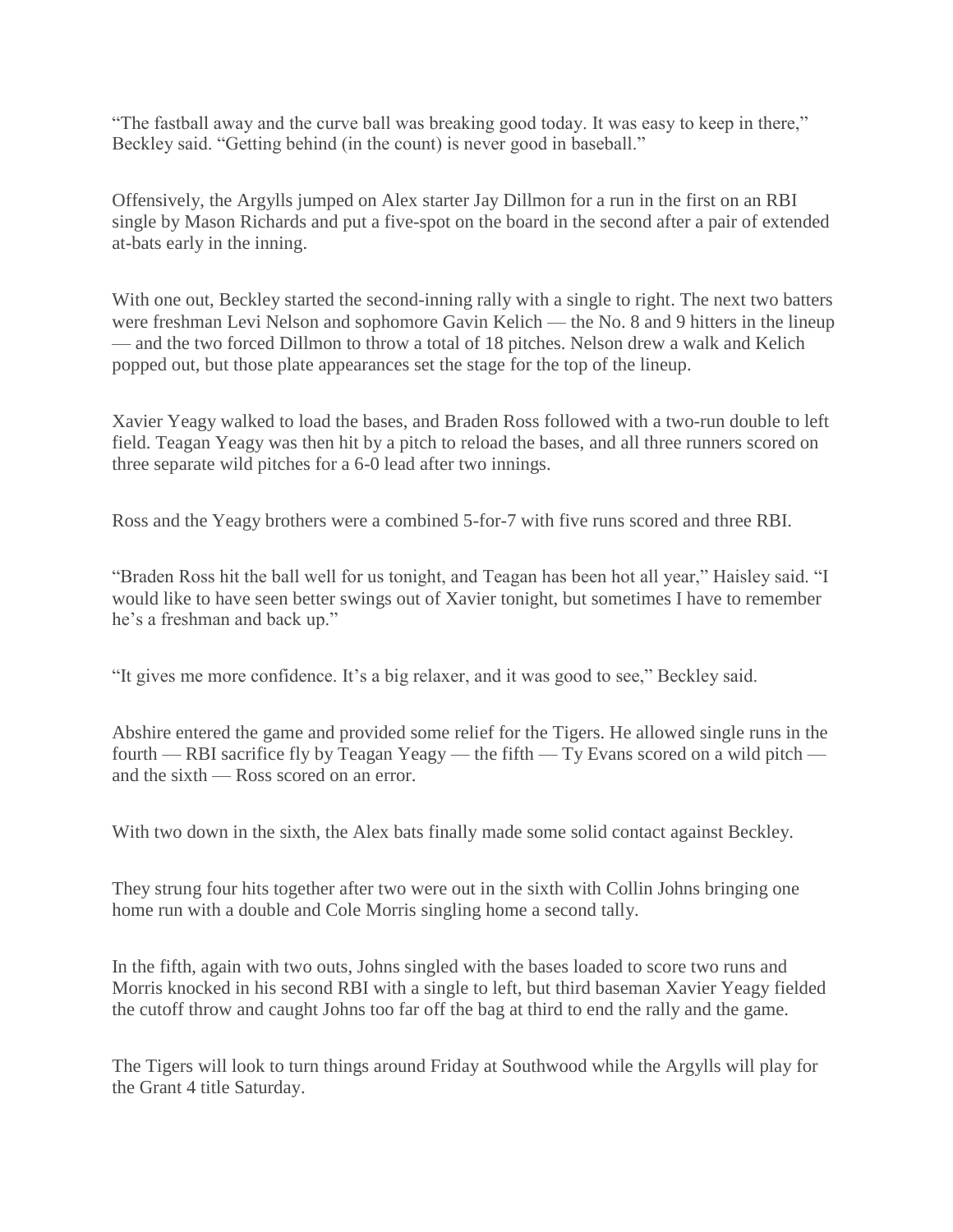"The fastball away and the curve ball was breaking good today. It was easy to keep in there," Beckley said. "Getting behind (in the count) is never good in baseball."

Offensively, the Argylls jumped on Alex starter Jay Dillmon for a run in the first on an RBI single by Mason Richards and put a five-spot on the board in the second after a pair of extended at-bats early in the inning.

With one out, Beckley started the second-inning rally with a single to right. The next two batters were freshman Levi Nelson and sophomore Gavin Kelich — the No. 8 and 9 hitters in the lineup — and the two forced Dillmon to throw a total of 18 pitches. Nelson drew a walk and Kelich popped out, but those plate appearances set the stage for the top of the lineup.

Xavier Yeagy walked to load the bases, and Braden Ross followed with a two-run double to left field. Teagan Yeagy was then hit by a pitch to reload the bases, and all three runners scored on three separate wild pitches for a 6-0 lead after two innings.

Ross and the Yeagy brothers were a combined 5-for-7 with five runs scored and three RBI.

"Braden Ross hit the ball well for us tonight, and Teagan has been hot all year," Haisley said. "I would like to have seen better swings out of Xavier tonight, but sometimes I have to remember he's a freshman and back up."

"It gives me more confidence. It's a big relaxer, and it was good to see," Beckley said.

Abshire entered the game and provided some relief for the Tigers. He allowed single runs in the fourth — RBI sacrifice fly by Teagan Yeagy — the fifth — Ty Evans scored on a wild pitch — and the sixth — Ross scored on an error.

With two down in the sixth, the Alex bats finally made some solid contact against Beckley.

They strung four hits together after two were out in the sixth with Collin Johns bringing one home run with a double and Cole Morris singling home a second tally.

In the fifth, again with two outs, Johns singled with the bases loaded to score two runs and Morris knocked in his second RBI with a single to left, but third baseman Xavier Yeagy fielded the cutoff throw and caught Johns too far off the bag at third to end the rally and the game.

The Tigers will look to turn things around Friday at Southwood while the Argylls will play for the Grant 4 title Saturday.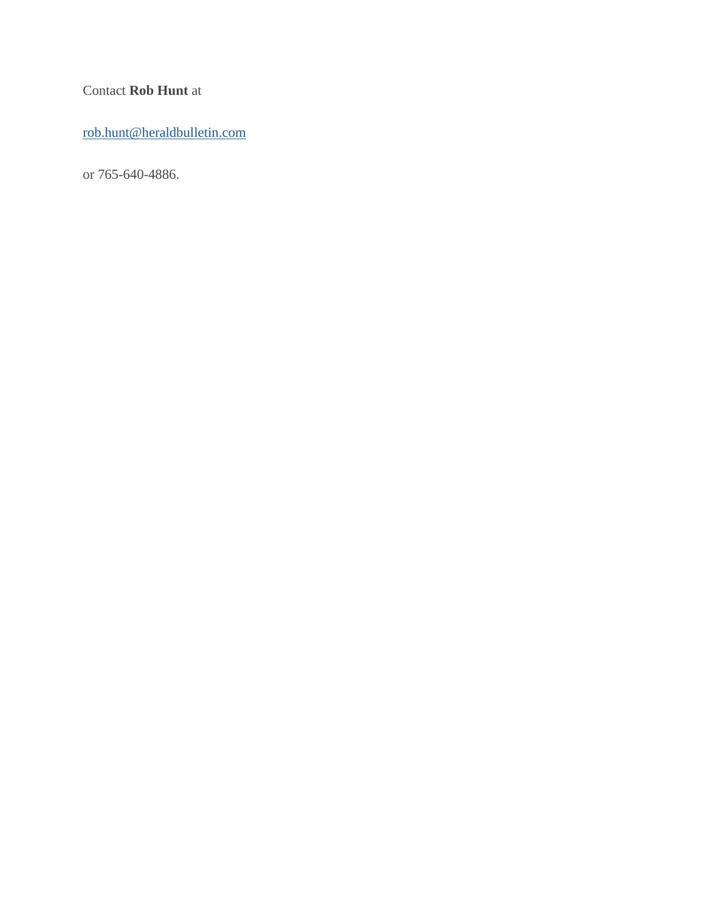Contact **Rob Hunt** at

rob.hunt@heraldbulletin.com

or 765-640-4886.